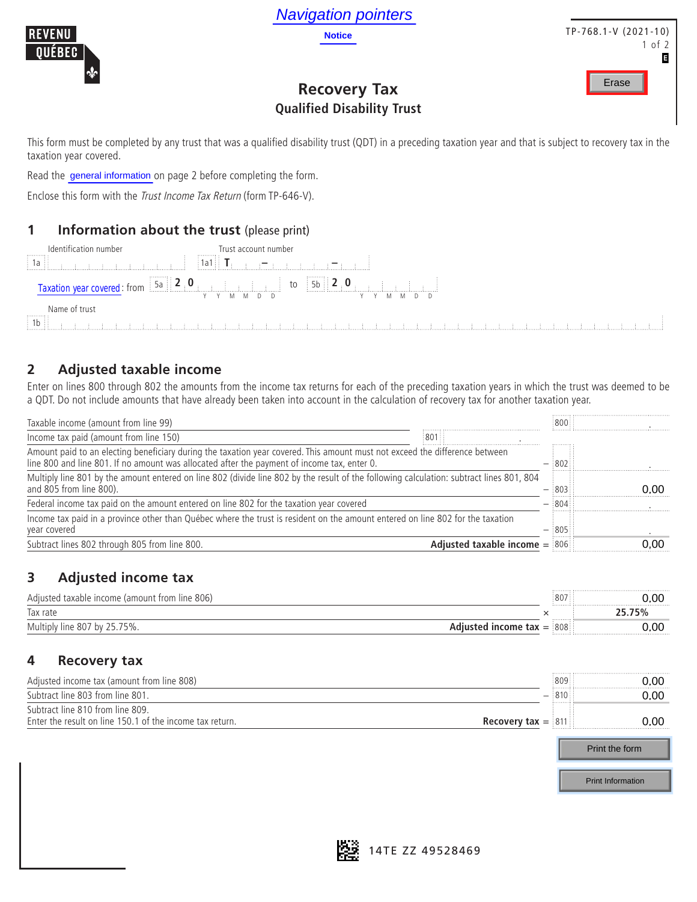Navigation pointers

Notice

TP-768.1-V (2021-10)

Erase

# Recovery Tax
## Qualified Disability Trust

This form must be completed by any trust that was a qualified disability trust (QDT) in a preceding taxation year and that is subject to recovery tax in the taxation year covered.

Read the general information on page 2 before completing the form.

Enclose this form with the *Trust Income Tax Return* (form TP-646-V).

## 1 Information about the trust (please print)

| | |
|---|---|
| Identification number 1a | Trust account number 1a1 T – – |
| Taxation year covered: from 5a 2 0 (Y Y M M D D) | to 5b 2 0 (Y Y M M D D) |
| Name of trust 1b | |

## 2 Adjusted taxable income

Enter on lines 800 through 802 the amounts from the income tax returns for each of the preceding taxation years in which the trust was deemed to be a QDT. Do not include amounts that have already been taken into account in the calculation of recovery tax for another taxation year.

| Description | | Line | Amount |
|---|---|---|---|
| Taxable income (amount from line 99) | | 800 | . |
| Income tax paid (amount from line 150) | 801 . | | |
| Amount paid to an electing beneficiary during the taxation year covered. This amount must not exceed the difference between line 800 and line 801. If no amount was allocated after the payment of income tax, enter 0. | – | 802 | . |
| Multiply line 801 by the amount entered on line 802 (divide line 802 by the result of the following calculation: subtract lines 801, 804 and 805 from line 800). | – | 803 | 0,00 |
| Federal income tax paid on the amount entered on line 802 for the taxation year covered | – | 804 | . |
| Income tax paid in a province other than Québec where the trust is resident on the amount entered on line 802 for the taxation year covered | – | 805 | . |
| Subtract lines 802 through 805 from line 800. **Adjusted taxable income** | = | 806 | 0,00 |

## 3 Adjusted income tax

| Description | | Line | Amount |
|---|---|---|---|
| Adjusted taxable income (amount from line 806) | | 807 | 0,00 |
| Tax rate | × | | 25.75% |
| Multiply line 807 by 25.75%. **Adjusted income tax** | = | 808 | 0,00 |

## 4 Recovery tax

| Description | | Line | Amount |
|---|---|---|---|
| Adjusted income tax (amount from line 808) | | 809 | 0,00 |
| Subtract line 803 from line 801. | – | 810 | 0,00 |
| Subtract line 810 from line 809. Enter the result on line 150.1 of the income tax return. **Recovery tax** | = | 811 | 0,00 |

Print the form

Print Information

14TE ZZ 49528469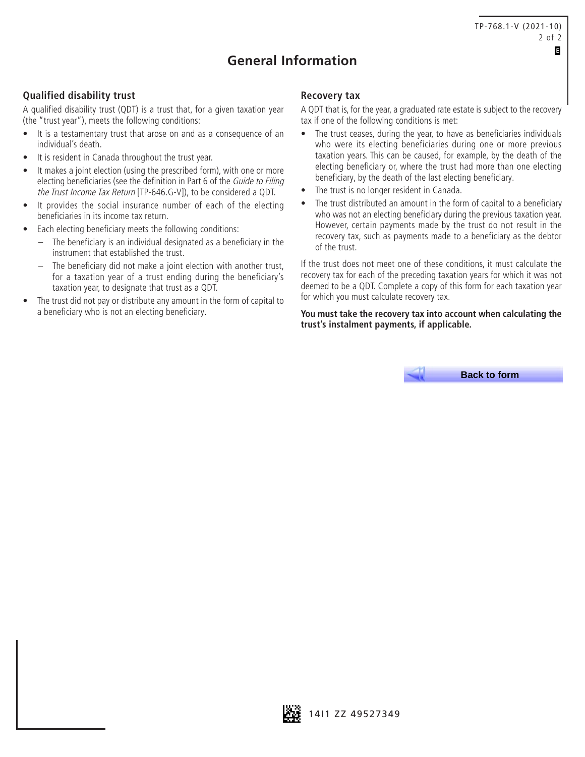## General Information

### Qualified disability trust

A qualified disability trust (QDT) is a trust that, for a given taxation year (the "trust year"), meets the following conditions:

- It is a testamentary trust that arose on and as a consequence of an individual's death.
- It is resident in Canada throughout the trust year.
- It makes a joint election (using the prescribed form), with one or more electing beneficiaries (see the definition in Part 6 of the *Guide to Filing the Trust Income Tax Return* [TP-646.G-V]), to be considered a QDT.
- It provides the social insurance number of each of the electing beneficiaries in its income tax return.
- Each electing beneficiary meets the following conditions:
  - The beneficiary is an individual designated as a beneficiary in the instrument that established the trust.
  - The beneficiary did not make a joint election with another trust, for a taxation year of a trust ending during the beneficiary's taxation year, to designate that trust as a QDT.
- The trust did not pay or distribute any amount in the form of capital to a beneficiary who is not an electing beneficiary.

### Recovery tax

A QDT that is, for the year, a graduated rate estate is subject to the recovery tax if one of the following conditions is met:

- The trust ceases, during the year, to have as beneficiaries individuals who were its electing beneficiaries during one or more previous taxation years. This can be caused, for example, by the death of the electing beneficiary or, where the trust had more than one electing beneficiary, by the death of the last electing beneficiary.
- The trust is no longer resident in Canada.
- The trust distributed an amount in the form of capital to a beneficiary who was not an electing beneficiary during the previous taxation year. However, certain payments made by the trust do not result in the recovery tax, such as payments made to a beneficiary as the debtor of the trust.

If the trust does not meet one of these conditions, it must calculate the recovery tax for each of the preceding taxation years for which it was not deemed to be a QDT. Complete a copy of this form for each taxation year for which you must calculate recovery tax.

**You must take the recovery tax into account when calculating the trust's instalment payments, if applicable.**

Back to form

14I1 ZZ 49527349